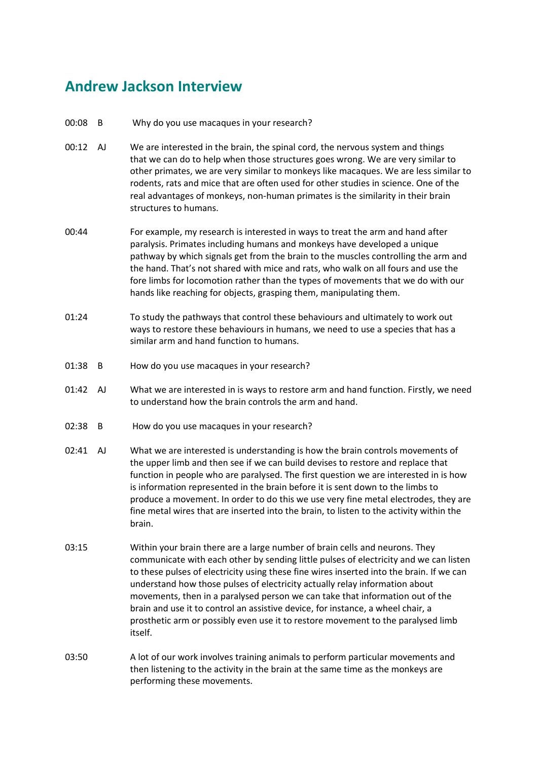## Andrew Jackson Interview

00:08 B Why do you use macaques in your research?

00:12 AJ We are interested in the brain, the spinal cord, the nervous system and things that we can do to help when those structures goes wrong. We are very similar to other primates, we are very similar to monkeys like macaques. We are less similar to rodents, rats and mice that are often used for other studies in science. One of the real advantages of monkeys, non-human primates is the similarity in their brain structures to humans.

00:44 For example, my research is interested in ways to treat the arm and hand after paralysis. Primates including humans and monkeys have developed a unique pathway by which signals get from the brain to the muscles controlling the arm and the hand. That's not shared with mice and rats, who walk on all fours and use the fore limbs for locomotion rather than the types of movements that we do with our hands like reaching for objects, grasping them, manipulating them.

01:24 To study the pathways that control these behaviours and ultimately to work out ways to restore these behaviours in humans, we need to use a species that has a similar arm and hand function to humans.

01:38 B How do you use macaques in your research?

01:42 AJ What we are interested in is ways to restore arm and hand function. Firstly, we need to understand how the brain controls the arm and hand.

02:38 B How do you use macaques in your research?

02:41 AJ What we are interested is understanding is how the brain controls movements of the upper limb and then see if we can build devises to restore and replace that function in people who are paralysed. The first question we are interested in is how is information represented in the brain before it is sent down to the limbs to produce a movement. In order to do this we use very fine metal electrodes, they are fine metal wires that are inserted into the brain, to listen to the activity within the brain.

03:15 Within your brain there are a large number of brain cells and neurons. They communicate with each other by sending little pulses of electricity and we can listen to these pulses of electricity using these fine wires inserted into the brain. If we can understand how those pulses of electricity actually relay information about movements, then in a paralysed person we can take that information out of the brain and use it to control an assistive device, for instance, a wheel chair, a prosthetic arm or possibly even use it to restore movement to the paralysed limb itself.

03:50 A lot of our work involves training animals to perform particular movements and then listening to the activity in the brain at the same time as the monkeys are performing these movements.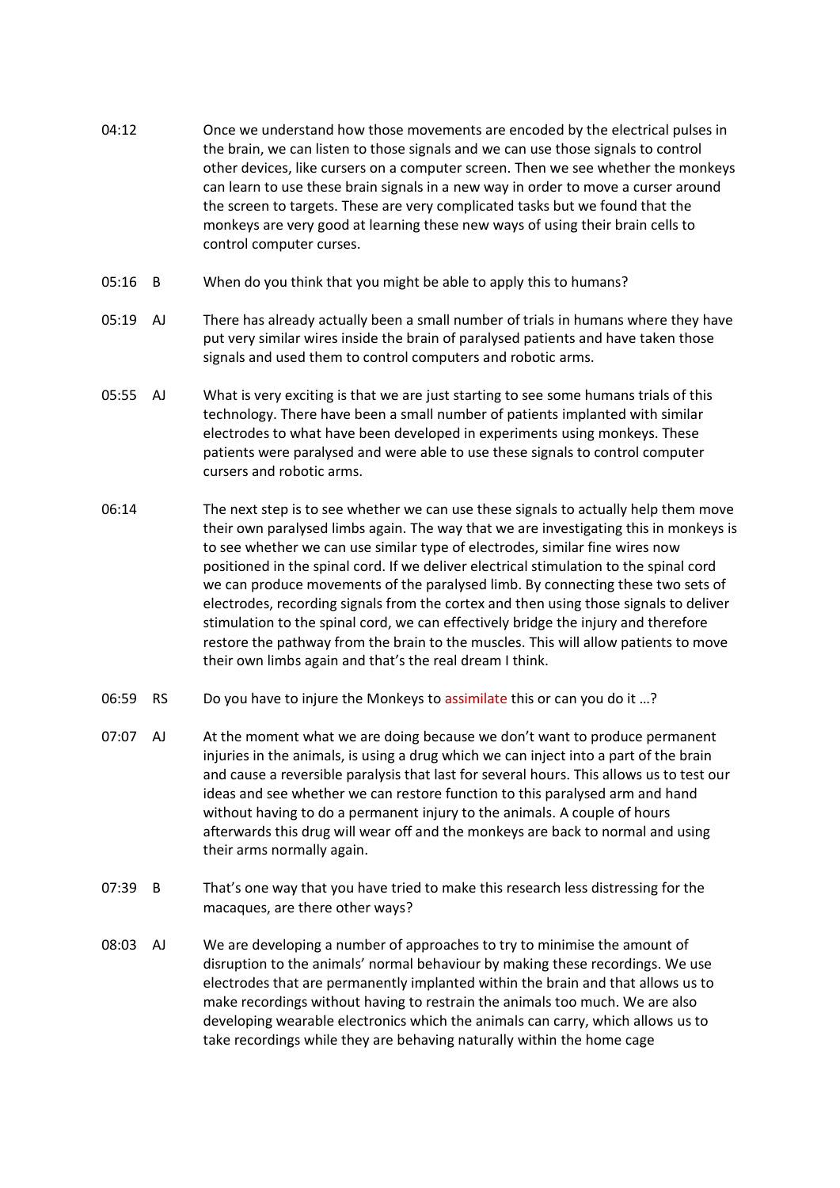04:12 Once we understand how those movements are encoded by the electrical pulses in the brain, we can listen to those signals and we can use those signals to control other devices, like cursers on a computer screen. Then we see whether the monkeys can learn to use these brain signals in a new way in order to move a curser around the screen to targets. These are very complicated tasks but we found that the monkeys are very good at learning these new ways of using their brain cells to control computer curses.

05:16 B When do you think that you might be able to apply this to humans?

05:19 AJ There has already actually been a small number of trials in humans where they have put very similar wires inside the brain of paralysed patients and have taken those signals and used them to control computers and robotic arms.

05:55 AJ What is very exciting is that we are just starting to see some humans trials of this technology. There have been a small number of patients implanted with similar electrodes to what have been developed in experiments using monkeys. These patients were paralysed and were able to use these signals to control computer cursers and robotic arms.

06:14 The next step is to see whether we can use these signals to actually help them move their own paralysed limbs again. The way that we are investigating this in monkeys is to see whether we can use similar type of electrodes, similar fine wires now positioned in the spinal cord. If we deliver electrical stimulation to the spinal cord we can produce movements of the paralysed limb. By connecting these two sets of electrodes, recording signals from the cortex and then using those signals to deliver stimulation to the spinal cord, we can effectively bridge the injury and therefore restore the pathway from the brain to the muscles. This will allow patients to move their own limbs again and that's the real dream I think.

06:59 RS Do you have to injure the Monkeys to assimilate this or can you do it …?

07:07 AJ At the moment what we are doing because we don't want to produce permanent injuries in the animals, is using a drug which we can inject into a part of the brain and cause a reversible paralysis that last for several hours. This allows us to test our ideas and see whether we can restore function to this paralysed arm and hand without having to do a permanent injury to the animals. A couple of hours afterwards this drug will wear off and the monkeys are back to normal and using their arms normally again.

07:39 B That's one way that you have tried to make this research less distressing for the macaques, are there other ways?

08:03 AJ We are developing a number of approaches to try to minimise the amount of disruption to the animals' normal behaviour by making these recordings. We use electrodes that are permanently implanted within the brain and that allows us to make recordings without having to restrain the animals too much. We are also developing wearable electronics which the animals can carry, which allows us to take recordings while they are behaving naturally within the home cage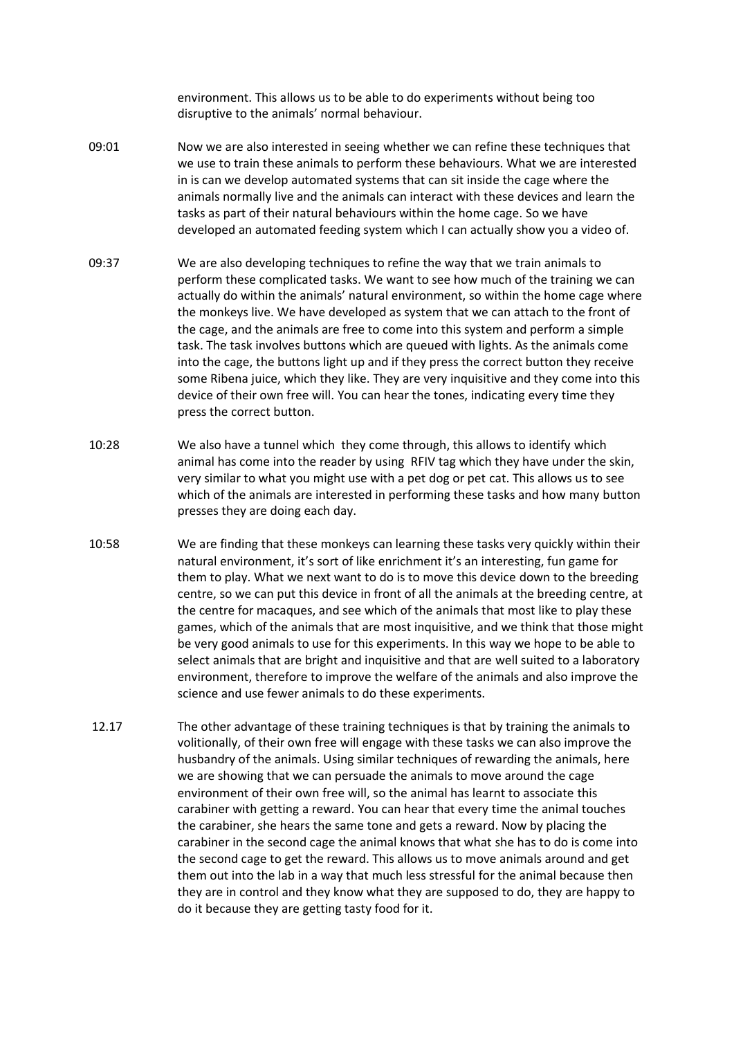environment. This allows us to be able to do experiments without being too disruptive to the animals' normal behaviour.

09:01 Now we are also interested in seeing whether we can refine these techniques that we use to train these animals to perform these behaviours. What we are interested in is can we develop automated systems that can sit inside the cage where the animals normally live and the animals can interact with these devices and learn the tasks as part of their natural behaviours within the home cage. So we have developed an automated feeding system which I can actually show you a video of.

09:37 We are also developing techniques to refine the way that we train animals to perform these complicated tasks. We want to see how much of the training we can actually do within the animals' natural environment, so within the home cage where the monkeys live. We have developed as system that we can attach to the front of the cage, and the animals are free to come into this system and perform a simple task. The task involves buttons which are queued with lights. As the animals come into the cage, the buttons light up and if they press the correct button they receive some Ribena juice, which they like. They are very inquisitive and they come into this device of their own free will. You can hear the tones, indicating every time they press the correct button.

10:28 We also have a tunnel which they come through, this allows to identify which animal has come into the reader by using RFIV tag which they have under the skin, very similar to what you might use with a pet dog or pet cat. This allows us to see which of the animals are interested in performing these tasks and how many button presses they are doing each day.

10:58 We are finding that these monkeys can learning these tasks very quickly within their natural environment, it's sort of like enrichment it's an interesting, fun game for them to play. What we next want to do is to move this device down to the breeding centre, so we can put this device in front of all the animals at the breeding centre, at the centre for macaques, and see which of the animals that most like to play these games, which of the animals that are most inquisitive, and we think that those might be very good animals to use for this experiments. In this way we hope to be able to select animals that are bright and inquisitive and that are well suited to a laboratory environment, therefore to improve the welfare of the animals and also improve the science and use fewer animals to do these experiments.

12.17 The other advantage of these training techniques is that by training the animals to volitionally, of their own free will engage with these tasks we can also improve the husbandry of the animals. Using similar techniques of rewarding the animals, here we are showing that we can persuade the animals to move around the cage environment of their own free will, so the animal has learnt to associate this carabiner with getting a reward. You can hear that every time the animal touches the carabiner, she hears the same tone and gets a reward. Now by placing the carabiner in the second cage the animal knows that what she has to do is come into the second cage to get the reward. This allows us to move animals around and get them out into the lab in a way that much less stressful for the animal because then they are in control and they know what they are supposed to do, they are happy to do it because they are getting tasty food for it.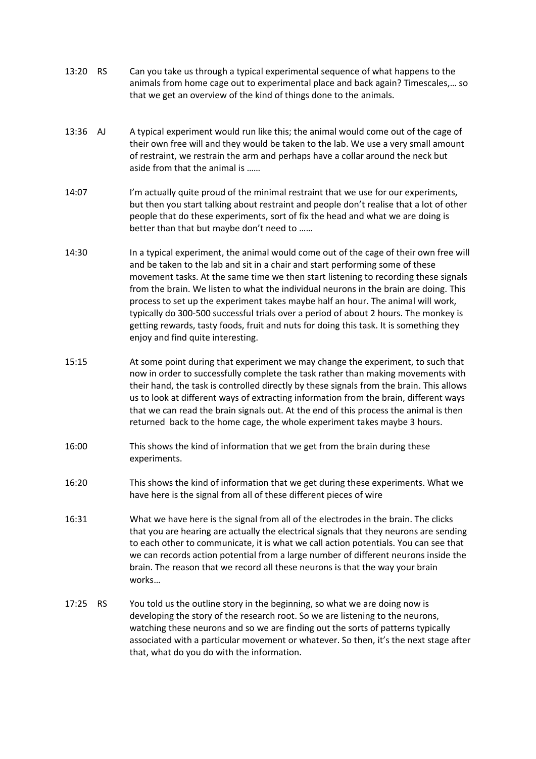13:20 RS Can you take us through a typical experimental sequence of what happens to the animals from home cage out to experimental place and back again? Timescales,… so that we get an overview of the kind of things done to the animals.

13:36 AJ A typical experiment would run like this; the animal would come out of the cage of their own free will and they would be taken to the lab. We use a very small amount of restraint, we restrain the arm and perhaps have a collar around the neck but aside from that the animal is ……

14:07 I'm actually quite proud of the minimal restraint that we use for our experiments, but then you start talking about restraint and people don't realise that a lot of other people that do these experiments, sort of fix the head and what we are doing is better than that but maybe don't need to ……

14:30 In a typical experiment, the animal would come out of the cage of their own free will and be taken to the lab and sit in a chair and start performing some of these movement tasks. At the same time we then start listening to recording these signals from the brain. We listen to what the individual neurons in the brain are doing. This process to set up the experiment takes maybe half an hour. The animal will work, typically do 300-500 successful trials over a period of about 2 hours. The monkey is getting rewards, tasty foods, fruit and nuts for doing this task. It is something they enjoy and find quite interesting.

15:15 At some point during that experiment we may change the experiment, to such that now in order to successfully complete the task rather than making movements with their hand, the task is controlled directly by these signals from the brain. This allows us to look at different ways of extracting information from the brain, different ways that we can read the brain signals out. At the end of this process the animal is then returned back to the home cage, the whole experiment takes maybe 3 hours.

16:00 This shows the kind of information that we get from the brain during these experiments.

16:20 This shows the kind of information that we get during these experiments. What we have here is the signal from all of these different pieces of wire

16:31 What we have here is the signal from all of the electrodes in the brain. The clicks that you are hearing are actually the electrical signals that they neurons are sending to each other to communicate, it is what we call action potentials. You can see that we can records action potential from a large number of different neurons inside the brain. The reason that we record all these neurons is that the way your brain works…

17:25 RS You told us the outline story in the beginning, so what we are doing now is developing the story of the research root. So we are listening to the neurons, watching these neurons and so we are finding out the sorts of patterns typically associated with a particular movement or whatever. So then, it's the next stage after that, what do you do with the information.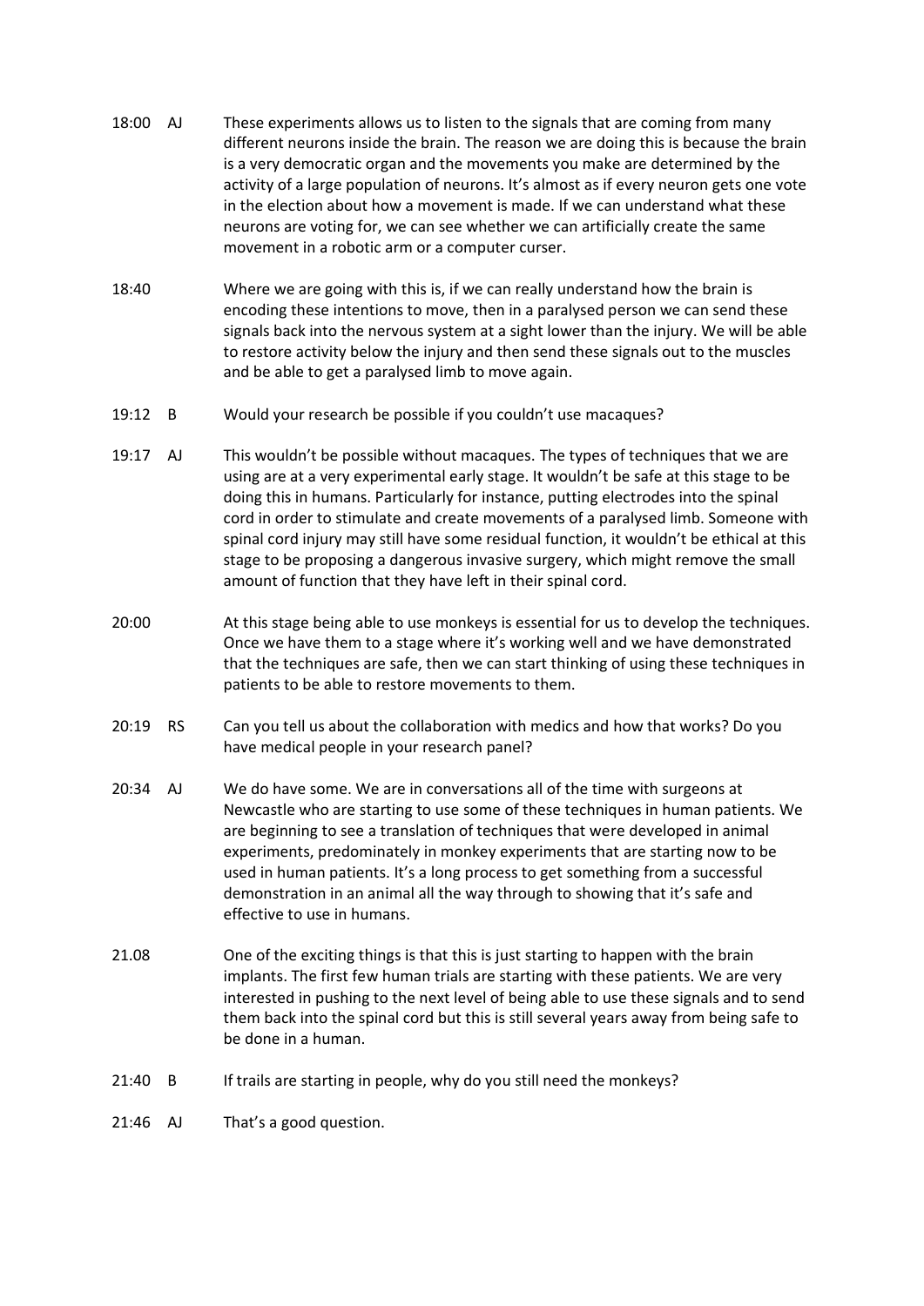| | | |
|---|---|---|
| 18:00 | AJ | These experiments allows us to listen to the signals that are coming from many different neurons inside the brain. The reason we are doing this is because the brain is a very democratic organ and the movements you make are determined by the activity of a large population of neurons. It's almost as if every neuron gets one vote in the election about how a movement is made. If we can understand what these neurons are voting for, we can see whether we can artificially create the same movement in a robotic arm or a computer curser. |
| 18:40 | | Where we are going with this is, if we can really understand how the brain is encoding these intentions to move, then in a paralysed person we can send these signals back into the nervous system at a sight lower than the injury. We will be able to restore activity below the injury and then send these signals out to the muscles and be able to get a paralysed limb to move again. |
| 19:12 | B | Would your research be possible if you couldn't use macaques? |
| 19:17 | AJ | This wouldn't be possible without macaques. The types of techniques that we are using are at a very experimental early stage. It wouldn't be safe at this stage to be doing this in humans. Particularly for instance, putting electrodes into the spinal cord in order to stimulate and create movements of a paralysed limb. Someone with spinal cord injury may still have some residual function, it wouldn't be ethical at this stage to be proposing a dangerous invasive surgery, which might remove the small amount of function that they have left in their spinal cord. |
| 20:00 | | At this stage being able to use monkeys is essential for us to develop the techniques. Once we have them to a stage where it's working well and we have demonstrated that the techniques are safe, then we can start thinking of using these techniques in patients to be able to restore movements to them. |
| 20:19 | RS | Can you tell us about the collaboration with medics and how that works? Do you have medical people in your research panel? |
| 20:34 | AJ | We do have some. We are in conversations all of the time with surgeons at Newcastle who are starting to use some of these techniques in human patients. We are beginning to see a translation of techniques that were developed in animal experiments, predominately in monkey experiments that are starting now to be used in human patients. It's a long process to get something from a successful demonstration in an animal all the way through to showing that it's safe and effective to use in humans. |
| 21.08 | | One of the exciting things is that this is just starting to happen with the brain implants. The first few human trials are starting with these patients. We are very interested in pushing to the next level of being able to use these signals and to send them back into the spinal cord but this is still several years away from being safe to be done in a human. |
| 21:40 | B | If trails are starting in people, why do you still need the monkeys? |
| 21:46 | AJ | That's a good question. |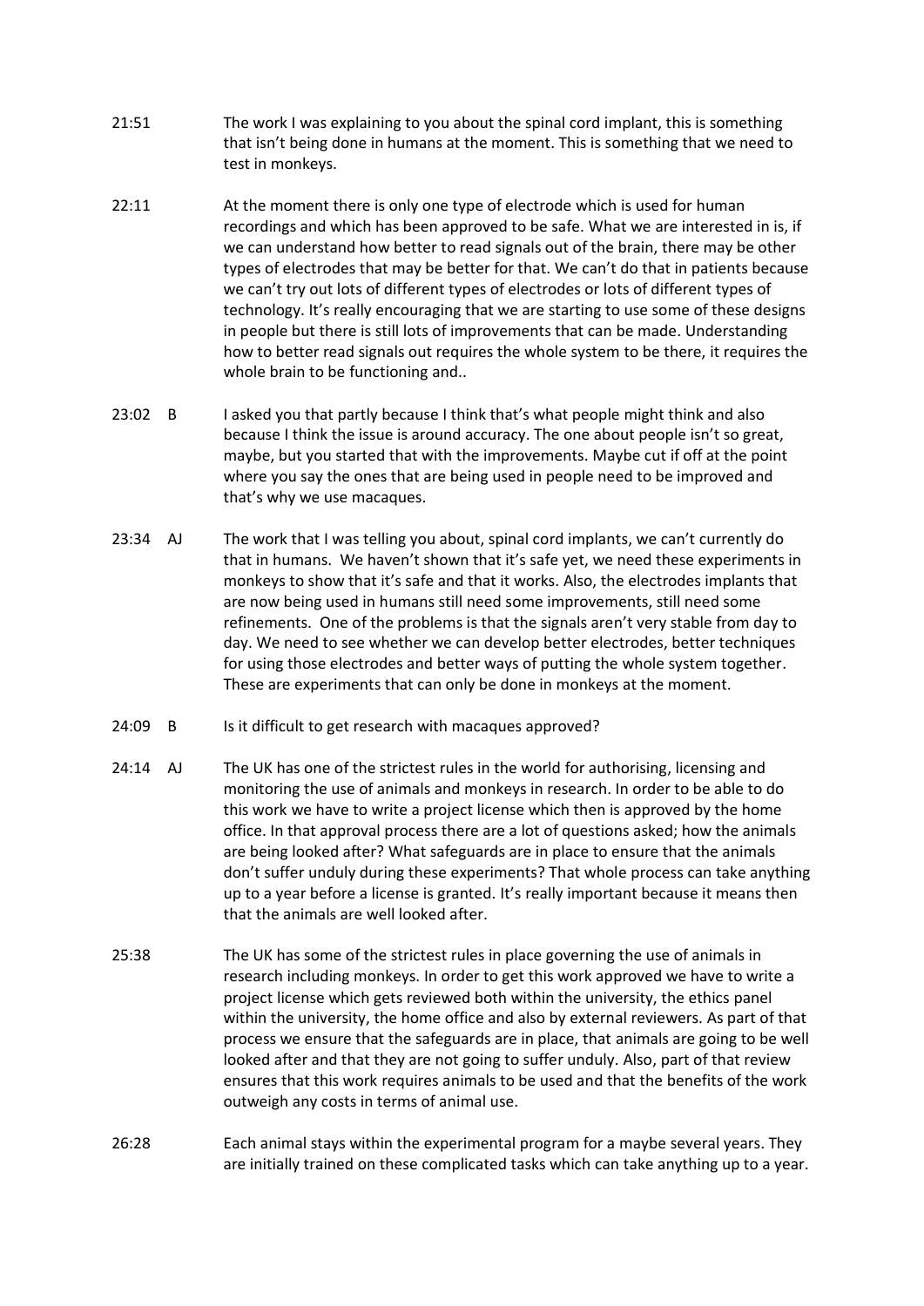21:51 The work I was explaining to you about the spinal cord implant, this is something that isn't being done in humans at the moment. This is something that we need to test in monkeys.

22:11 At the moment there is only one type of electrode which is used for human recordings and which has been approved to be safe. What we are interested in is, if we can understand how better to read signals out of the brain, there may be other types of electrodes that may be better for that. We can't do that in patients because we can't try out lots of different types of electrodes or lots of different types of technology. It's really encouraging that we are starting to use some of these designs in people but there is still lots of improvements that can be made. Understanding how to better read signals out requires the whole system to be there, it requires the whole brain to be functioning and..

23:02 B I asked you that partly because I think that's what people might think and also because I think the issue is around accuracy. The one about people isn't so great, maybe, but you started that with the improvements. Maybe cut if off at the point where you say the ones that are being used in people need to be improved and that's why we use macaques.

23:34 AJ The work that I was telling you about, spinal cord implants, we can't currently do that in humans. We haven't shown that it's safe yet, we need these experiments in monkeys to show that it's safe and that it works. Also, the electrodes implants that are now being used in humans still need some improvements, still need some refinements. One of the problems is that the signals aren't very stable from day to day. We need to see whether we can develop better electrodes, better techniques for using those electrodes and better ways of putting the whole system together. These are experiments that can only be done in monkeys at the moment.

24:09 B Is it difficult to get research with macaques approved?

24:14 AJ The UK has one of the strictest rules in the world for authorising, licensing and monitoring the use of animals and monkeys in research. In order to be able to do this work we have to write a project license which then is approved by the home office. In that approval process there are a lot of questions asked; how the animals are being looked after? What safeguards are in place to ensure that the animals don't suffer unduly during these experiments? That whole process can take anything up to a year before a license is granted. It's really important because it means then that the animals are well looked after.

25:38 The UK has some of the strictest rules in place governing the use of animals in research including monkeys. In order to get this work approved we have to write a project license which gets reviewed both within the university, the ethics panel within the university, the home office and also by external reviewers. As part of that process we ensure that the safeguards are in place, that animals are going to be well looked after and that they are not going to suffer unduly. Also, part of that review ensures that this work requires animals to be used and that the benefits of the work outweigh any costs in terms of animal use.

26:28 Each animal stays within the experimental program for a maybe several years. They are initially trained on these complicated tasks which can take anything up to a year.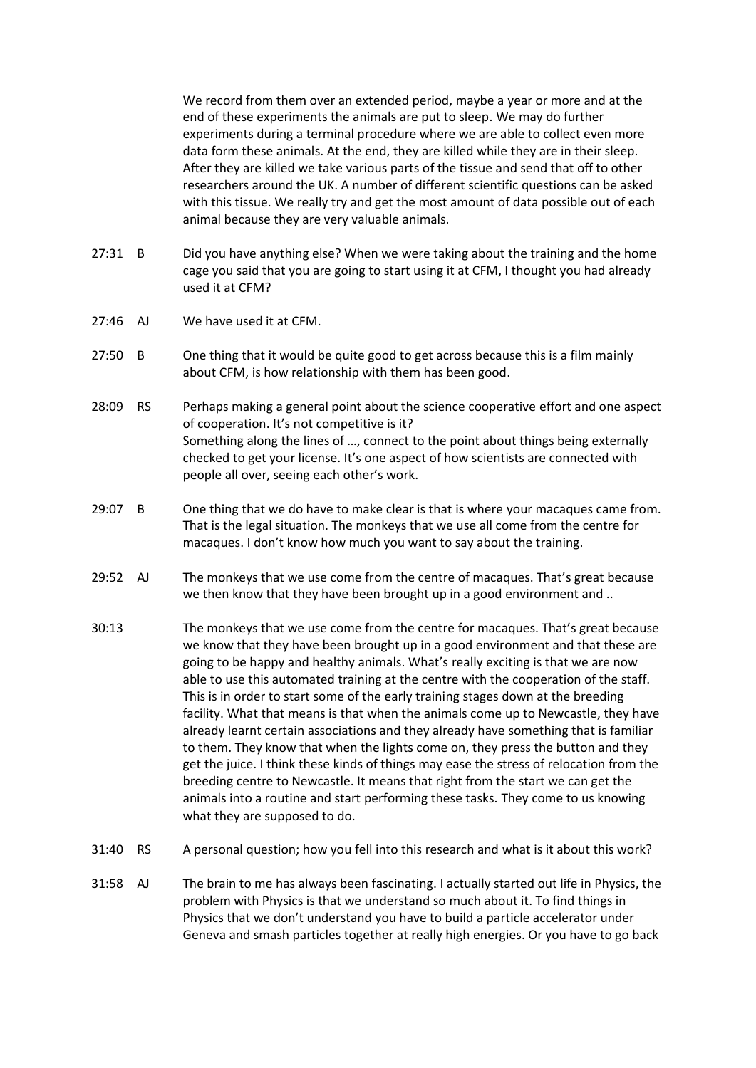We record from them over an extended period, maybe a year or more and at the end of these experiments the animals are put to sleep. We may do further experiments during a terminal procedure where we are able to collect even more data form these animals. At the end, they are killed while they are in their sleep. After they are killed we take various parts of the tissue and send that off to other researchers around the UK. A number of different scientific questions can be asked with this tissue. We really try and get the most amount of data possible out of each animal because they are very valuable animals.

| | | |
|---|---|---|
| 27:31 | B | Did you have anything else? When we were taking about the training and the home cage you said that you are going to start using it at CFM, I thought you had already used it at CFM? |
| 27:46 | AJ | We have used it at CFM. |
| 27:50 | B | One thing that it would be quite good to get across because this is a film mainly about CFM, is how relationship with them has been good. |
| 28:09 | RS | Perhaps making a general point about the science cooperative effort and one aspect of cooperation. It's not competitive is it? Something along the lines of …, connect to the point about things being externally checked to get your license. It's one aspect of how scientists are connected with people all over, seeing each other's work. |
| 29:07 | B | One thing that we do have to make clear is that is where your macaques came from. That is the legal situation. The monkeys that we use all come from the centre for macaques. I don't know how much you want to say about the training. |
| 29:52 | AJ | The monkeys that we use come from the centre of macaques. That's great because we then know that they have been brought up in a good environment and .. |
| 30:13 | | The monkeys that we use come from the centre for macaques. That's great because we know that they have been brought up in a good environment and that these are going to be happy and healthy animals. What's really exciting is that we are now able to use this automated training at the centre with the cooperation of the staff. This is in order to start some of the early training stages down at the breeding facility. What that means is that when the animals come up to Newcastle, they have already learnt certain associations and they already have something that is familiar to them. They know that when the lights come on, they press the button and they get the juice. I think these kinds of things may ease the stress of relocation from the breeding centre to Newcastle. It means that right from the start we can get the animals into a routine and start performing these tasks. They come to us knowing what they are supposed to do. |
| 31:40 | RS | A personal question; how you fell into this research and what is it about this work? |
| 31:58 | AJ | The brain to me has always been fascinating. I actually started out life in Physics, the problem with Physics is that we understand so much about it. To find things in Physics that we don't understand you have to build a particle accelerator under Geneva and smash particles together at really high energies. Or you have to go back |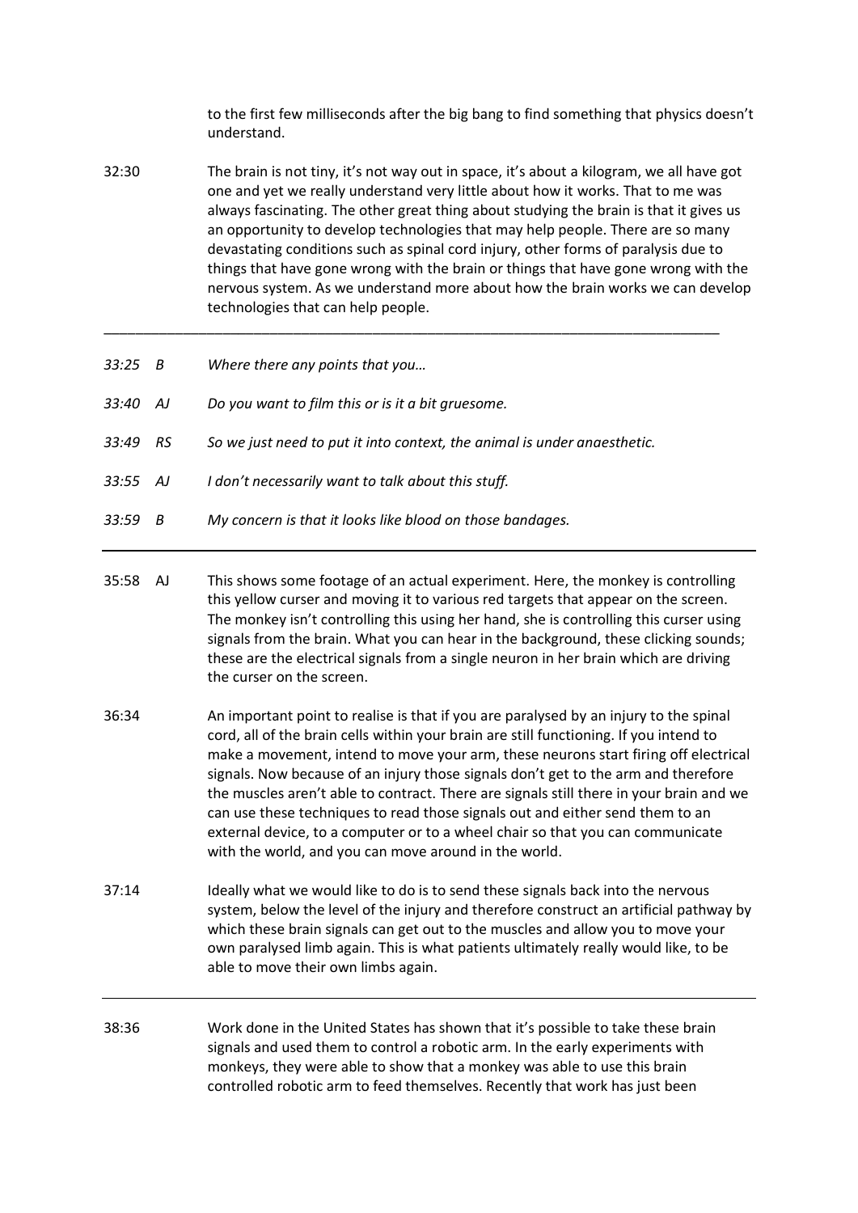to the first few milliseconds after the big bang to find something that physics doesn't understand.

32:30 The brain is not tiny, it's not way out in space, it's about a kilogram, we all have got one and yet we really understand very little about how it works. That to me was always fascinating. The other great thing about studying the brain is that it gives us an opportunity to develop technologies that may help people. There are so many devastating conditions such as spinal cord injury, other forms of paralysis due to things that have gone wrong with the brain or things that have gone wrong with the nervous system. As we understand more about how the brain works we can develop technologies that can help people.

---

*33:25 B Where there any points that you…*

*33:40 AJ Do you want to film this or is it a bit gruesome.*

*33:49 RS So we just need to put it into context, the animal is under anaesthetic.*

*33:55 AJ I don't necessarily want to talk about this stuff.*

*33:59 B My concern is that it looks like blood on those bandages.*

---

35:58 AJ This shows some footage of an actual experiment. Here, the monkey is controlling this yellow curser and moving it to various red targets that appear on the screen. The monkey isn't controlling this using her hand, she is controlling this curser using signals from the brain. What you can hear in the background, these clicking sounds; these are the electrical signals from a single neuron in her brain which are driving the curser on the screen.

36:34 An important point to realise is that if you are paralysed by an injury to the spinal cord, all of the brain cells within your brain are still functioning. If you intend to make a movement, intend to move your arm, these neurons start firing off electrical signals. Now because of an injury those signals don't get to the arm and therefore the muscles aren't able to contract. There are signals still there in your brain and we can use these techniques to read those signals out and either send them to an external device, to a computer or to a wheel chair so that you can communicate with the world, and you can move around in the world.

37:14 Ideally what we would like to do is to send these signals back into the nervous system, below the level of the injury and therefore construct an artificial pathway by which these brain signals can get out to the muscles and allow you to move your own paralysed limb again. This is what patients ultimately really would like, to be able to move their own limbs again.

---

38:36 Work done in the United States has shown that it's possible to take these brain signals and used them to control a robotic arm. In the early experiments with monkeys, they were able to show that a monkey was able to use this brain controlled robotic arm to feed themselves. Recently that work has just been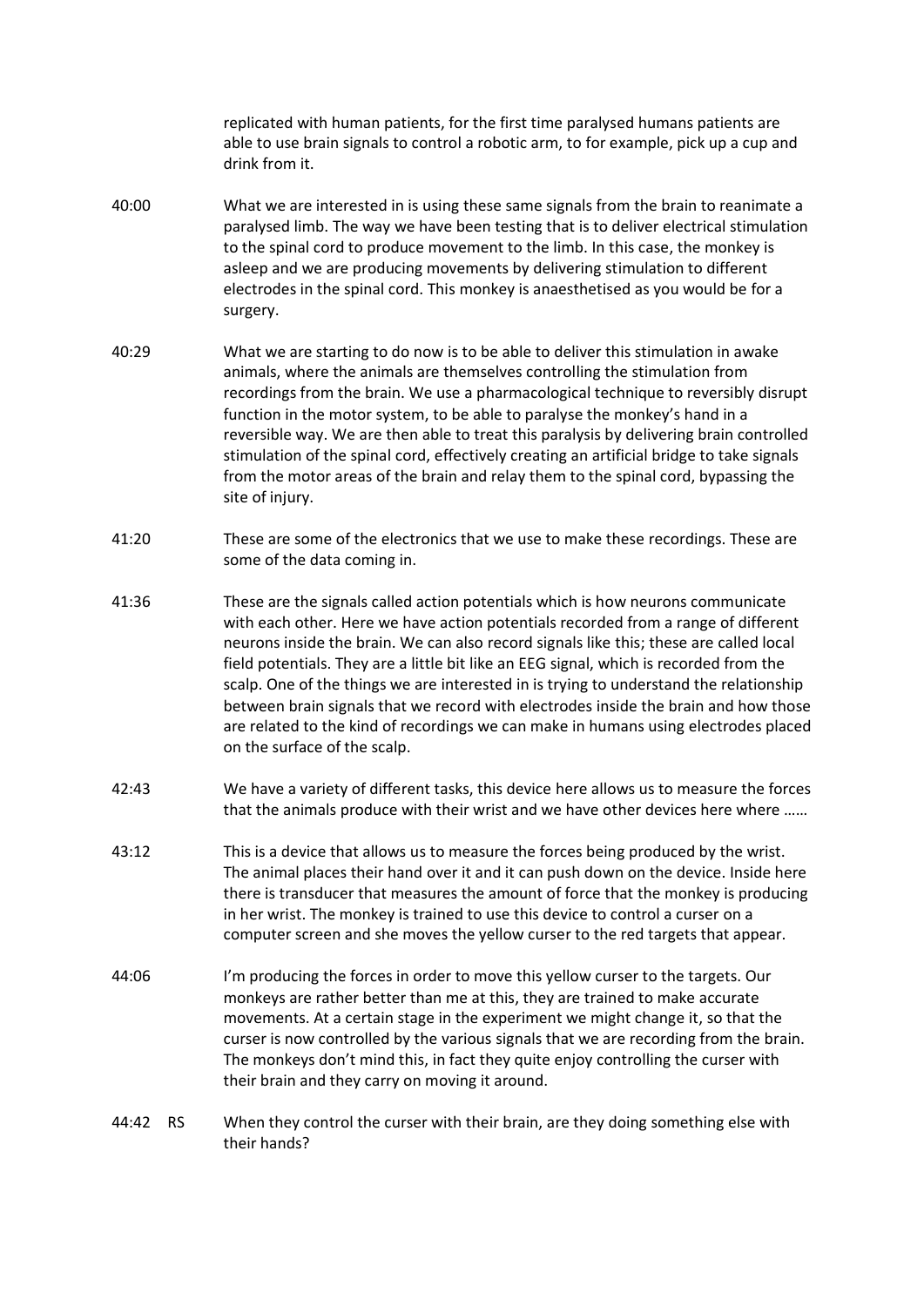replicated with human patients, for the first time paralysed humans patients are able to use brain signals to control a robotic arm, to for example, pick up a cup and drink from it.

40:00 What we are interested in is using these same signals from the brain to reanimate a paralysed limb. The way we have been testing that is to deliver electrical stimulation to the spinal cord to produce movement to the limb. In this case, the monkey is asleep and we are producing movements by delivering stimulation to different electrodes in the spinal cord. This monkey is anaesthetised as you would be for a surgery.

40:29 What we are starting to do now is to be able to deliver this stimulation in awake animals, where the animals are themselves controlling the stimulation from recordings from the brain. We use a pharmacological technique to reversibly disrupt function in the motor system, to be able to paralyse the monkey's hand in a reversible way. We are then able to treat this paralysis by delivering brain controlled stimulation of the spinal cord, effectively creating an artificial bridge to take signals from the motor areas of the brain and relay them to the spinal cord, bypassing the site of injury.

41:20 These are some of the electronics that we use to make these recordings. These are some of the data coming in.

41:36 These are the signals called action potentials which is how neurons communicate with each other. Here we have action potentials recorded from a range of different neurons inside the brain. We can also record signals like this; these are called local field potentials. They are a little bit like an EEG signal, which is recorded from the scalp. One of the things we are interested in is trying to understand the relationship between brain signals that we record with electrodes inside the brain and how those are related to the kind of recordings we can make in humans using electrodes placed on the surface of the scalp.

42:43 We have a variety of different tasks, this device here allows us to measure the forces that the animals produce with their wrist and we have other devices here where ……

43:12 This is a device that allows us to measure the forces being produced by the wrist. The animal places their hand over it and it can push down on the device. Inside here there is transducer that measures the amount of force that the monkey is producing in her wrist. The monkey is trained to use this device to control a curser on a computer screen and she moves the yellow curser to the red targets that appear.

44:06 I'm producing the forces in order to move this yellow curser to the targets. Our monkeys are rather better than me at this, they are trained to make accurate movements. At a certain stage in the experiment we might change it, so that the curser is now controlled by the various signals that we are recording from the brain. The monkeys don't mind this, in fact they quite enjoy controlling the curser with their brain and they carry on moving it around.

44:42 RS When they control the curser with their brain, are they doing something else with their hands?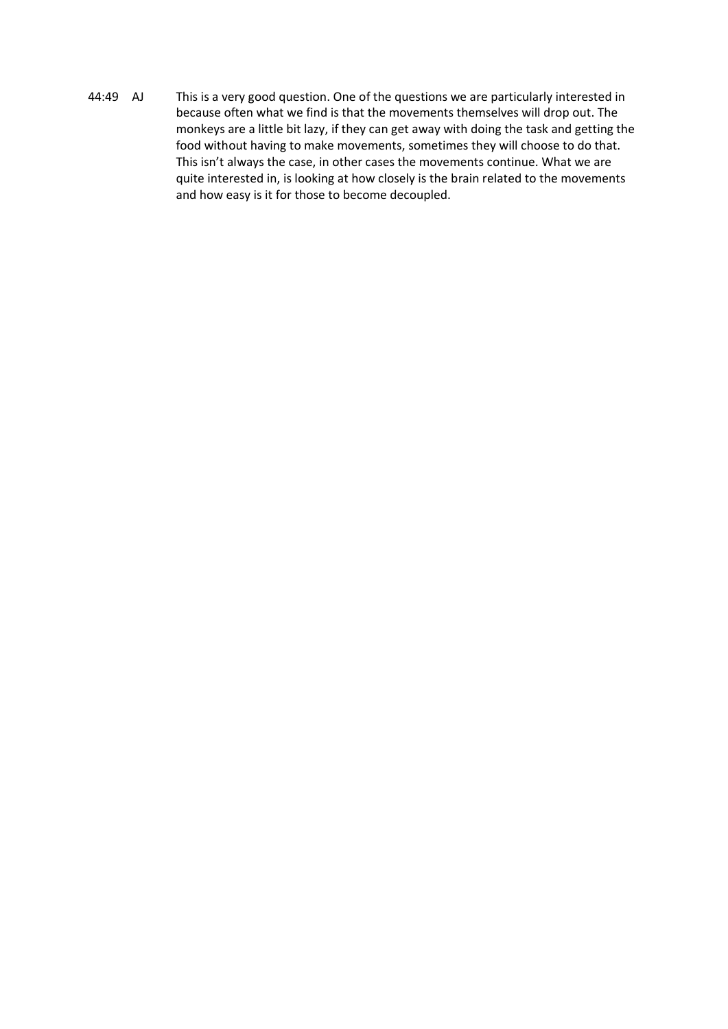44:49 AJ This is a very good question. One of the questions we are particularly interested in because often what we find is that the movements themselves will drop out. The monkeys are a little bit lazy, if they can get away with doing the task and getting the food without having to make movements, sometimes they will choose to do that. This isn't always the case, in other cases the movements continue. What we are quite interested in, is looking at how closely is the brain related to the movements and how easy is it for those to become decoupled.